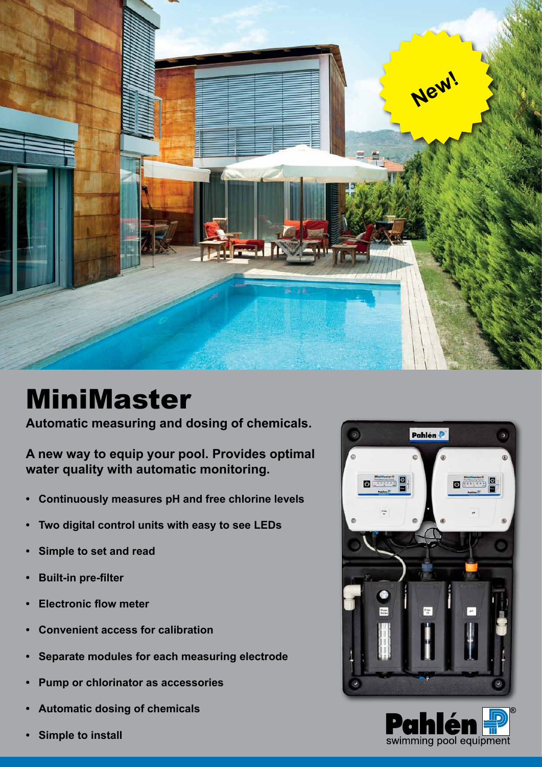New!

# MiniMaster

**Automatic measuring and dosing of chemicals.**

**A new way to equip your pool. Provides optimal water quality with automatic monitoring.**

- **Continuously measures pH and free chlorine levels**
- **Two digital control units with easy to see LEDs**
- **Simple to set and read**
- **Built-in pre-filter**
- **Electronic flow meter**
- **Convenient access for calibration**
- **Separate modules for each measuring electrode**
- **Pump or chlorinator as accessories**
- **Automatic dosing of chemicals**
- **Simple to install**

Pahlén® swimming pool equipment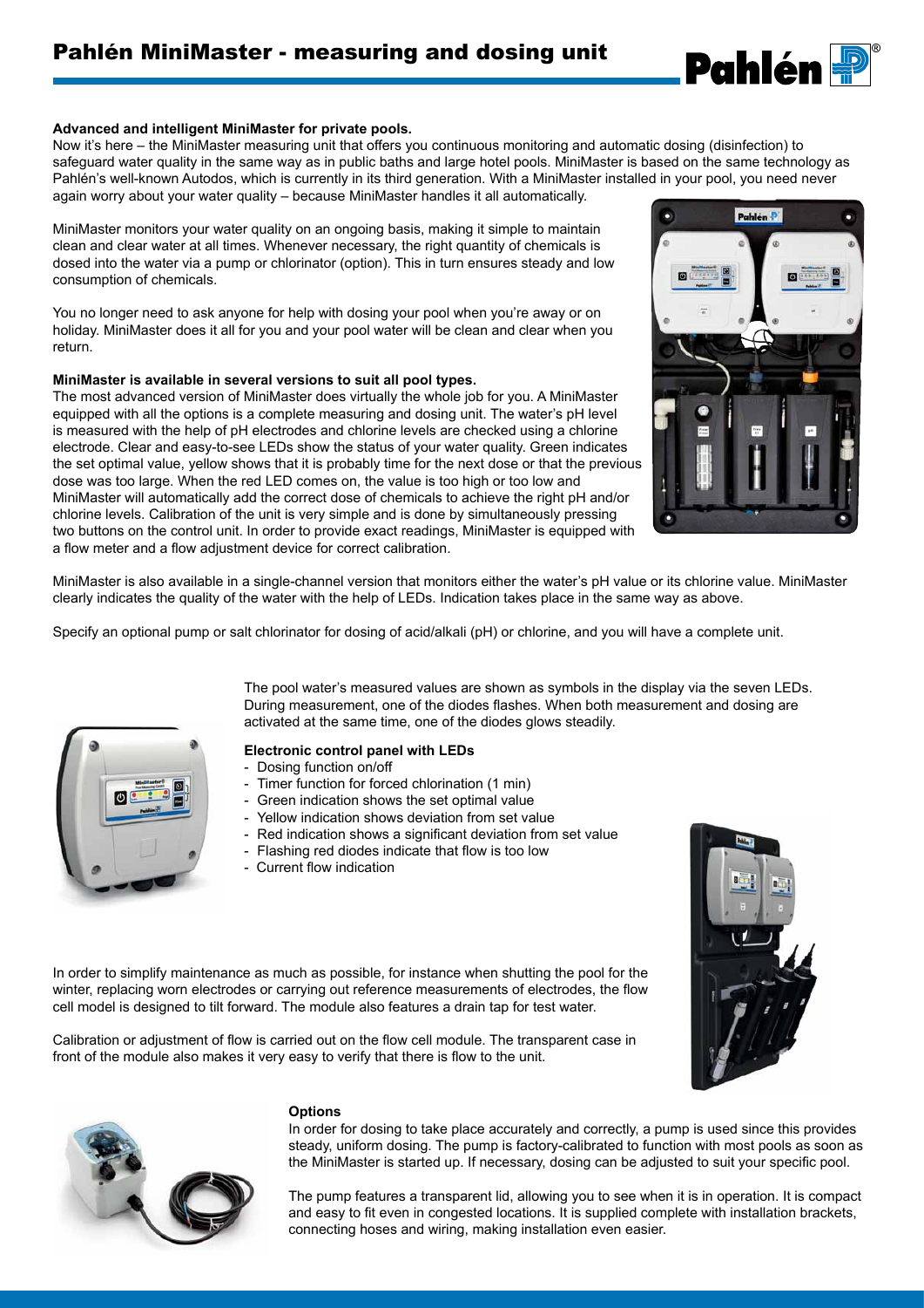# Pahlén MiniMaster - measuring and dosing unit

**Advanced and intelligent MiniMaster for private pools.**

Now it's here – the MiniMaster measuring unit that offers you continuous monitoring and automatic dosing (disinfection) to safeguard water quality in the same way as in public baths and large hotel pools. MiniMaster is based on the same technology as Pahlén's well-known Autodos, which is currently in its third generation. With a MiniMaster installed in your pool, you need never again worry about your water quality – because MiniMaster handles it all automatically.

MiniMaster monitors your water quality on an ongoing basis, making it simple to maintain clean and clear water at all times. Whenever necessary, the right quantity of chemicals is dosed into the water via a pump or chlorinator (option). This in turn ensures steady and low consumption of chemicals.

You no longer need to ask anyone for help with dosing your pool when you're away or on holiday. MiniMaster does it all for you and your pool water will be clean and clear when you return.

**MiniMaster is available in several versions to suit all pool types.**

The most advanced version of MiniMaster does virtually the whole job for you. A MiniMaster equipped with all the options is a complete measuring and dosing unit. The water's pH level is measured with the help of pH electrodes and chlorine levels are checked using a chlorine electrode. Clear and easy-to-see LEDs show the status of your water quality. Green indicates the set optimal value, yellow shows that it is probably time for the next dose or that the previous dose was too large. When the red LED comes on, the value is too high or too low and MiniMaster will automatically add the correct dose of chemicals to achieve the right pH and/or chlorine levels. Calibration of the unit is very simple and is done by simultaneously pressing two buttons on the control unit. In order to provide exact readings, MiniMaster is equipped with a flow meter and a flow adjustment device for correct calibration.

MiniMaster is also available in a single-channel version that monitors either the water's pH value or its chlorine value. MiniMaster clearly indicates the quality of the water with the help of LEDs. Indication takes place in the same way as above.

Specify an optional pump or salt chlorinator for dosing of acid/alkali (pH) or chlorine, and you will have a complete unit.

The pool water's measured values are shown as symbols in the display via the seven LEDs. During measurement, one of the diodes flashes. When both measurement and dosing are activated at the same time, one of the diodes glows steadily.

**Electronic control panel with LEDs**

- Dosing function on/off
- Timer function for forced chlorination (1 min)
- Green indication shows the set optimal value
- Yellow indication shows deviation from set value
- Red indication shows a significant deviation from set value
- Flashing red diodes indicate that flow is too low
- Current flow indication

In order to simplify maintenance as much as possible, for instance when shutting the pool for the winter, replacing worn electrodes or carrying out reference measurements of electrodes, the flow cell model is designed to tilt forward. The module also features a drain tap for test water.

Calibration or adjustment of flow is carried out on the flow cell module. The transparent case in front of the module also makes it very easy to verify that there is flow to the unit.

**Options**

In order for dosing to take place accurately and correctly, a pump is used since this provides steady, uniform dosing. The pump is factory-calibrated to function with most pools as soon as the MiniMaster is started up. If necessary, dosing can be adjusted to suit your specific pool.

The pump features a transparent lid, allowing you to see when it is in operation. It is compact and easy to fit even in congested locations. It is supplied complete with installation brackets, connecting hoses and wiring, making installation even easier.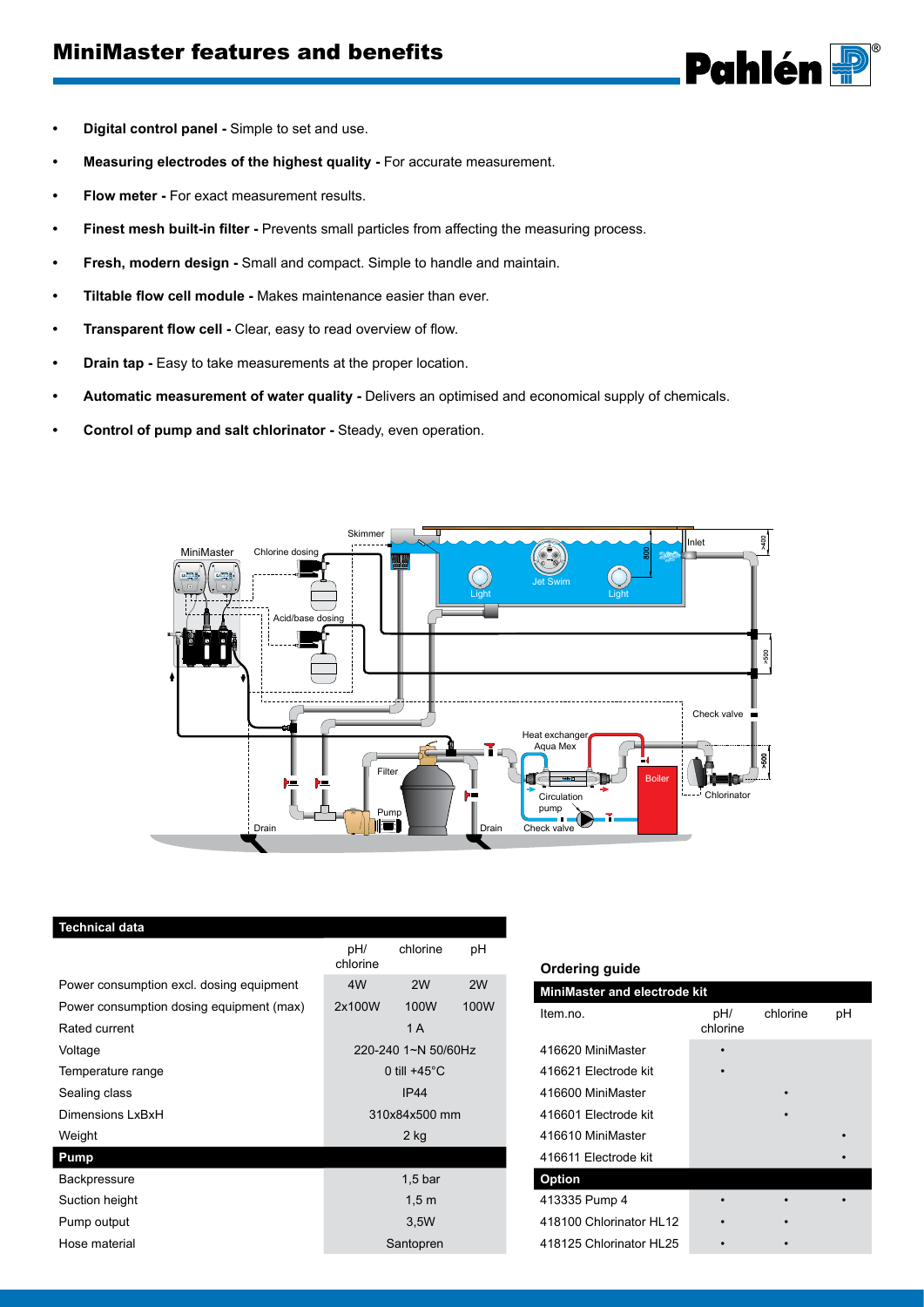# MiniMaster features and benefits

- **Digital control panel -** Simple to set and use.
- **Measuring electrodes of the highest quality -** For accurate measurement.
- **Flow meter -** For exact measurement results.
- **Finest mesh built-in filter -** Prevents small particles from affecting the measuring process.
- **Fresh, modern design -** Small and compact. Simple to handle and maintain.
- **Tiltable flow cell module -** Makes maintenance easier than ever.
- **Transparent flow cell -** Clear, easy to read overview of flow.
- **Drain tap -** Easy to take measurements at the proper location.
- **Automatic measurement of water quality -** Delivers an optimised and economical supply of chemicals.
- **Control of pump and salt chlorinator -** Steady, even operation.

## Technical data

| | pH/ chlorine | chlorine | pH |
|---|---|---|---|
| Power consumption excl. dosing equipment | 4W | 2W | 2W |
| Power consumption dosing equipment (max) | 2x100W | 100W | 100W |
| Rated current | | 1 A | |
| Voltage | | 220-240 1~N 50/60Hz | |
| Temperature range | | 0 till +45°C | |
| Sealing class | | IP44 | |
| Dimensions LxBxH | | 310x84x500 mm | |
| Weight | | 2 kg | |
| **Pump** | | | |
| Backpressure | | 1,5 bar | |
| Suction height | | 1,5 m | |
| Pump output | | 3,5W | |
| Hose material | | Santopren | |

## Ordering guide

| MiniMaster and electrode kit | | | |
|---|---|---|---|
| Item.no. | pH/ chlorine | chlorine | pH |
| 416620 MiniMaster | • | | |
| 416621 Electrode kit | • | | |
| 416600 MiniMaster | | • | |
| 416601 Electrode kit | | • | |
| 416610 MiniMaster | | | • |
| 416611 Electrode kit | | | • |
| **Option** | | | |
| 413335 Pump 4 | • | • | • |
| 418100 Chlorinator HL12 | • | • | |
| 418125 Chlorinator HL25 | • | • | |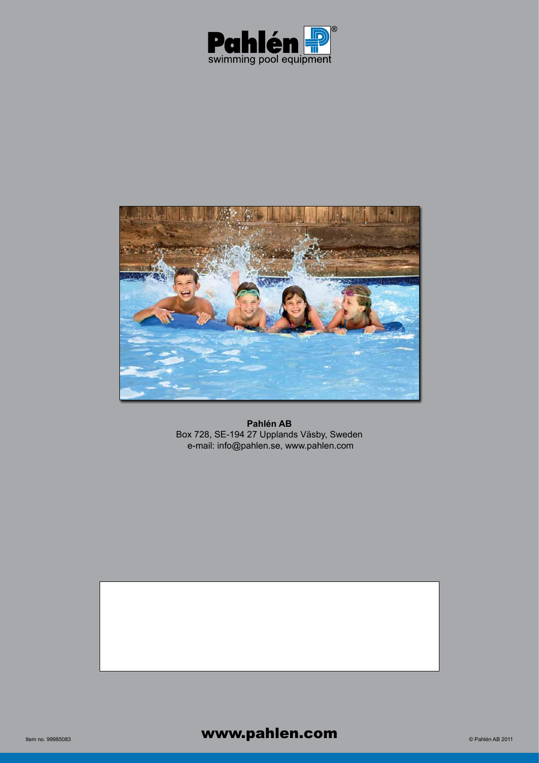Pahlén
swimming pool equipment

**Pahlén AB**
Box 728, SE-194 27 Upplands Väsby, Sweden
e-mail: info@pahlen.se, www.pahlen.com

Item no. 99985083

**www.pahlen.com**

© Pahlén AB 2011